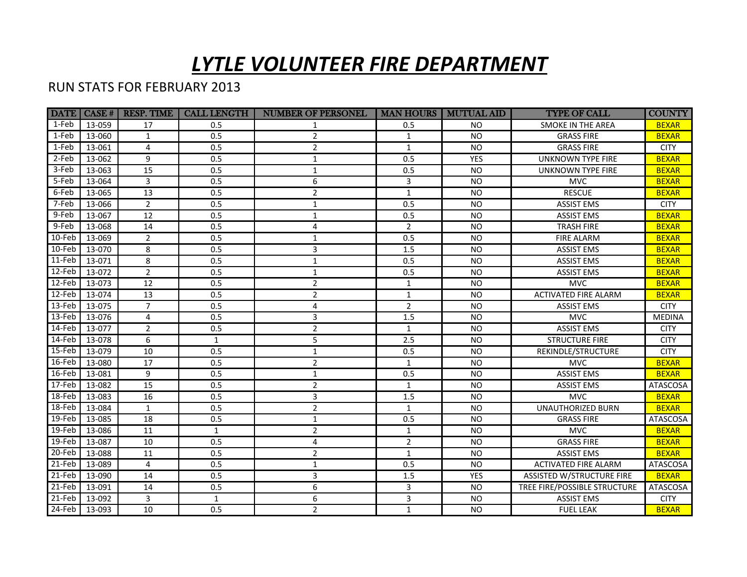# *LYTLE VOLUNTEER FIRE DEPARTMENT*

RUN STATS FOR FEBRUARY 2013

| DATE | CASE # | RESP. TIME | CALL LENGTH | NUMBER OF PERSONEL | MAN HOURS | MUTUAL AID | TYPE OF CALL | COUNTY |
|---|---|---|---|---|---|---|---|---|
| 1-Feb | 13-059 | 17 | 0.5 | 1 | 0.5 | NO | SMOKE IN THE AREA | BEXAR |
| 1-Feb | 13-060 | 1 | 0.5 | 2 | 1 | NO | GRASS FIRE | BEXAR |
| 1-Feb | 13-061 | 4 | 0.5 | 2 | 1 | NO | GRASS FIRE | CITY |
| 2-Feb | 13-062 | 9 | 0.5 | 1 | 0.5 | YES | UNKNOWN TYPE FIRE | BEXAR |
| 3-Feb | 13-063 | 15 | 0.5 | 1 | 0.5 | NO | UNKNOWN TYPE FIRE | BEXAR |
| 5-Feb | 13-064 | 3 | 0.5 | 6 | 3 | NO | MVC | BEXAR |
| 6-Feb | 13-065 | 13 | 0.5 | 2 | 1 | NO | RESCUE | BEXAR |
| 7-Feb | 13-066 | 2 | 0.5 | 1 | 0.5 | NO | ASSIST EMS | CITY |
| 9-Feb | 13-067 | 12 | 0.5 | 1 | 0.5 | NO | ASSIST EMS | BEXAR |
| 9-Feb | 13-068 | 14 | 0.5 | 4 | 2 | NO | TRASH FIRE | BEXAR |
| 10-Feb | 13-069 | 2 | 0.5 | 1 | 0.5 | NO | FIRE ALARM | BEXAR |
| 10-Feb | 13-070 | 8 | 0.5 | 3 | 1.5 | NO | ASSIST EMS | BEXAR |
| 11-Feb | 13-071 | 8 | 0.5 | 1 | 0.5 | NO | ASSIST EMS | BEXAR |
| 12-Feb | 13-072 | 2 | 0.5 | 1 | 0.5 | NO | ASSIST EMS | BEXAR |
| 12-Feb | 13-073 | 12 | 0.5 | 2 | 1 | NO | MVC | BEXAR |
| 12-Feb | 13-074 | 13 | 0.5 | 2 | 1 | NO | ACTIVATED FIRE ALARM | BEXAR |
| 13-Feb | 13-075 | 7 | 0.5 | 4 | 2 | NO | ASSIST EMS | CITY |
| 13-Feb | 13-076 | 4 | 0.5 | 3 | 1.5 | NO | MVC | MEDINA |
| 14-Feb | 13-077 | 2 | 0.5 | 2 | 1 | NO | ASSIST EMS | CITY |
| 14-Feb | 13-078 | 6 | 1 | 5 | 2.5 | NO | STRUCTURE FIRE | CITY |
| 15-Feb | 13-079 | 10 | 0.5 | 1 | 0.5 | NO | REKINDLE/STRUCTURE | CITY |
| 16-Feb | 13-080 | 17 | 0.5 | 2 | 1 | NO | MVC | BEXAR |
| 16-Feb | 13-081 | 9 | 0.5 | 1 | 0.5 | NO | ASSIST EMS | BEXAR |
| 17-Feb | 13-082 | 15 | 0.5 | 2 | 1 | NO | ASSIST EMS | ATASCOSA |
| 18-Feb | 13-083 | 16 | 0.5 | 3 | 1.5 | NO | MVC | BEXAR |
| 18-Feb | 13-084 | 1 | 0.5 | 2 | 1 | NO | UNAUTHORIZED BURN | BEXAR |
| 19-Feb | 13-085 | 18 | 0.5 | 1 | 0.5 | NO | GRASS FIRE | ATASCOSA |
| 19-Feb | 13-086 | 11 | 1 | 2 | 1 | NO | MVC | BEXAR |
| 19-Feb | 13-087 | 10 | 0.5 | 4 | 2 | NO | GRASS FIRE | BEXAR |
| 20-Feb | 13-088 | 11 | 0.5 | 2 | 1 | NO | ASSIST EMS | BEXAR |
| 21-Feb | 13-089 | 4 | 0.5 | 1 | 0.5 | NO | ACTIVATED FIRE ALARM | ATASCOSA |
| 21-Feb | 13-090 | 14 | 0.5 | 3 | 1.5 | YES | ASSISTED W/STRUCTURE FIRE | BEXAR |
| 21-Feb | 13-091 | 14 | 0.5 | 6 | 3 | NO | TREE FIRE/POSSIBLE STRUCTURE | ATASCOSA |
| 21-Feb | 13-092 | 3 | 1 | 6 | 3 | NO | ASSIST EMS | CITY |
| 24-Feb | 13-093 | 10 | 0.5 | 2 | 1 | NO | FUEL LEAK | BEXAR |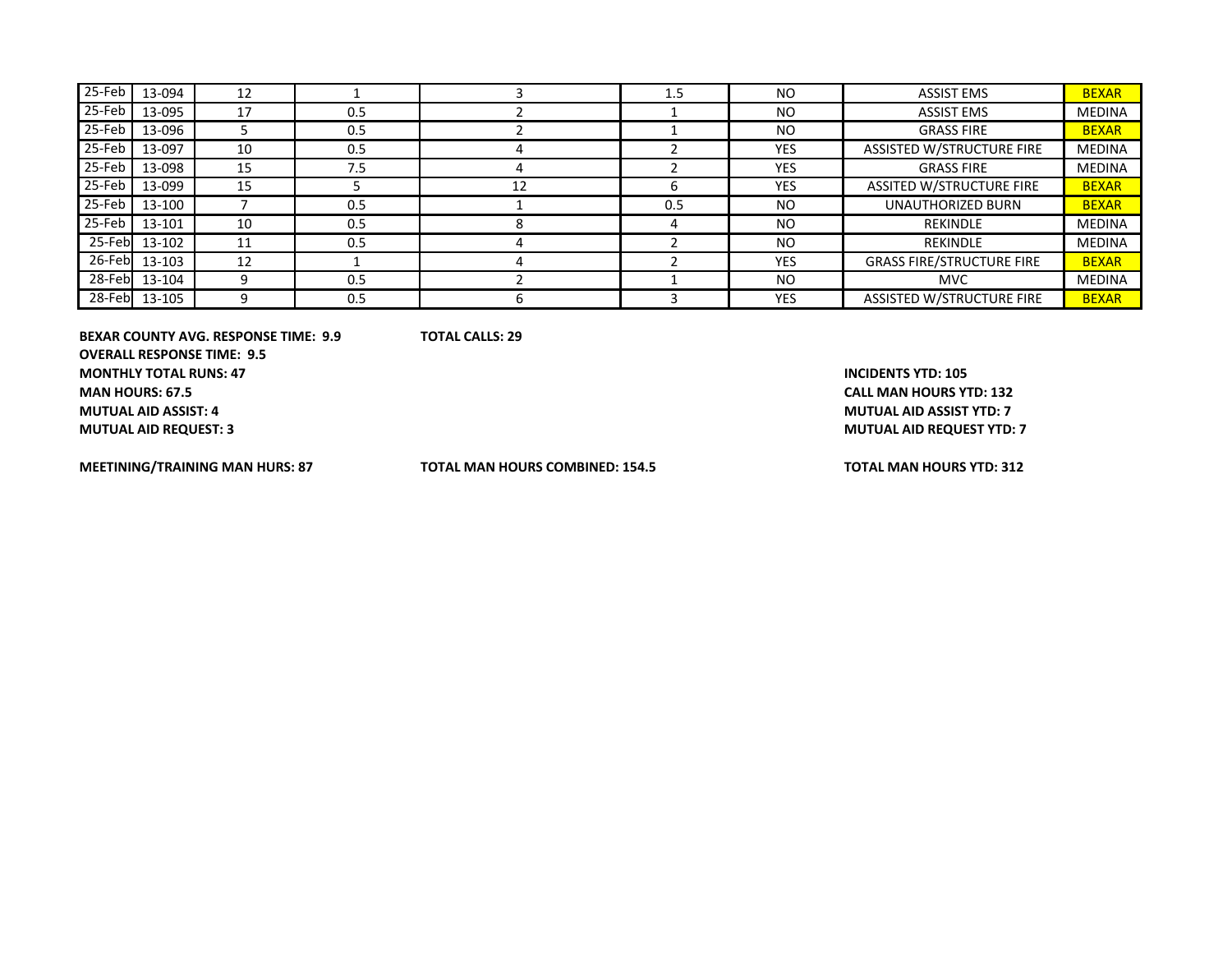| | | | | | | | | |
|---|---|---|---|---|---|---|---|---|
| 25-Feb | 13-094 | 12 | 1 | 3 | 1.5 | NO | ASSIST EMS | BEXAR |
| 25-Feb | 13-095 | 17 | 0.5 | 2 | 1 | NO | ASSIST EMS | MEDINA |
| 25-Feb | 13-096 | 5 | 0.5 | 2 | 1 | NO | GRASS FIRE | BEXAR |
| 25-Feb | 13-097 | 10 | 0.5 | 4 | 2 | YES | ASSISTED W/STRUCTURE FIRE | MEDINA |
| 25-Feb | 13-098 | 15 | 7.5 | 4 | 2 | YES | GRASS FIRE | MEDINA |
| 25-Feb | 13-099 | 15 | 5 | 12 | 6 | YES | ASSITED W/STRUCTURE FIRE | BEXAR |
| 25-Feb | 13-100 | 7 | 0.5 | 1 | 0.5 | NO | UNAUTHORIZED BURN | BEXAR |
| 25-Feb | 13-101 | 10 | 0.5 | 8 | 4 | NO | REKINDLE | MEDINA |
| 25-Feb | 13-102 | 11 | 0.5 | 4 | 2 | NO | REKINDLE | MEDINA |
| 26-Feb | 13-103 | 12 | 1 | 4 | 2 | YES | GRASS FIRE/STRUCTURE FIRE | BEXAR |
| 28-Feb | 13-104 | 9 | 0.5 | 2 | 1 | NO | MVC | MEDINA |
| 28-Feb | 13-105 | 9 | 0.5 | 6 | 3 | YES | ASSISTED W/STRUCTURE FIRE | BEXAR |

**BEXAR COUNTY AVG. RESPONSE TIME: 9.9**

**TOTAL CALLS: 29**

**OVERALL RESPONSE TIME: 9.5**

**MONTHLY TOTAL RUNS: 47**

**MAN HOURS: 67.5**

**MUTUAL AID ASSIST: 4**

**MUTUAL AID REQUEST: 3**

**INCIDENTS YTD: 105**

**CALL MAN HOURS YTD: 132**

**MUTUAL AID ASSIST YTD: 7**

**MUTUAL AID REQUEST YTD: 7**

**MEETINING/TRAINING MAN HURS: 87**

**TOTAL MAN HOURS COMBINED: 154.5**

**TOTAL MAN HOURS YTD: 312**